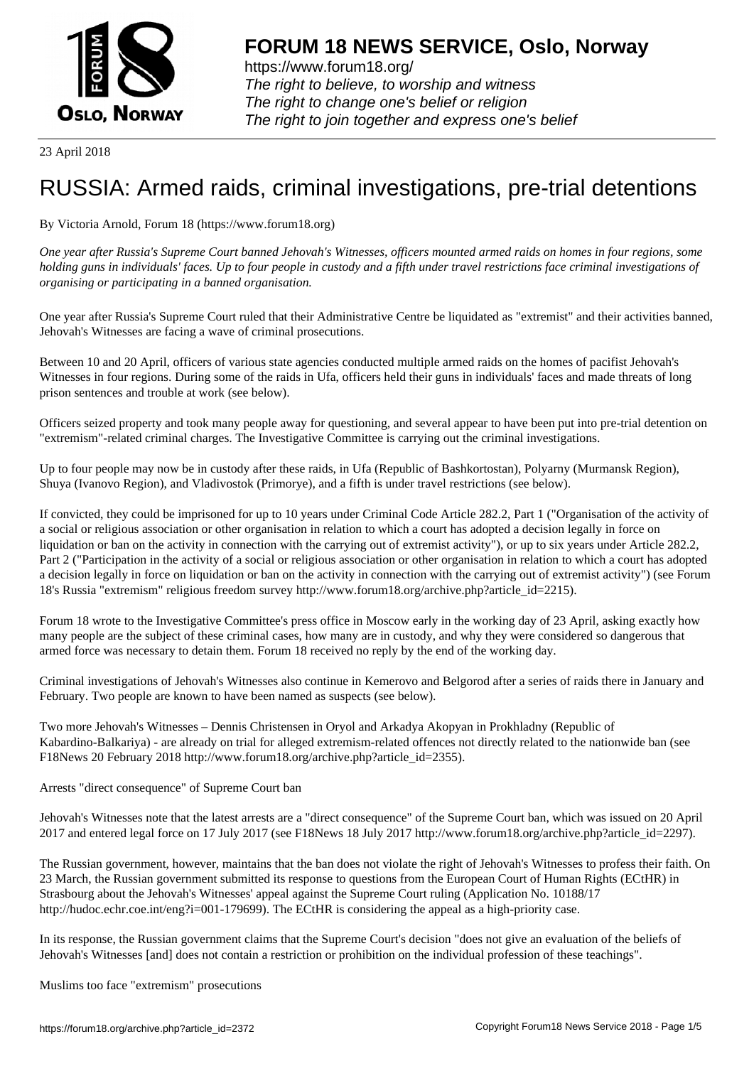# FORUM 18 NEWS SERVICE, Oslo, Norway

https://www.forum18.org/
*The right to believe, to worship and witness*
*The right to change one's belief or religion*
*The right to join together and express one's belief*

23 April 2018

# RUSSIA: Armed raids, criminal investigations, pre-trial detentions

By Victoria Arnold, Forum 18 (https://www.forum18.org)

*One year after Russia's Supreme Court banned Jehovah's Witnesses, officers mounted armed raids on homes in four regions, some holding guns in individuals' faces. Up to four people in custody and a fifth under travel restrictions face criminal investigations of organising or participating in a banned organisation.*

One year after Russia's Supreme Court ruled that their Administrative Centre be liquidated as "extremist" and their activities banned, Jehovah's Witnesses are facing a wave of criminal prosecutions.

Between 10 and 20 April, officers of various state agencies conducted multiple armed raids on the homes of pacifist Jehovah's Witnesses in four regions. During some of the raids in Ufa, officers held their guns in individuals' faces and made threats of long prison sentences and trouble at work (see below).

Officers seized property and took many people away for questioning, and several appear to have been put into pre-trial detention on "extremism"-related criminal charges. The Investigative Committee is carrying out the criminal investigations.

Up to four people may now be in custody after these raids, in Ufa (Republic of Bashkortostan), Polyarny (Murmansk Region), Shuya (Ivanovo Region), and Vladivostok (Primorye), and a fifth is under travel restrictions (see below).

If convicted, they could be imprisoned for up to 10 years under Criminal Code Article 282.2, Part 1 ("Organisation of the activity of a social or religious association or other organisation in relation to which a court has adopted a decision legally in force on liquidation or ban on the activity in connection with the carrying out of extremist activity"), or up to six years under Article 282.2, Part 2 ("Participation in the activity of a social or religious association or other organisation in relation to which a court has adopted a decision legally in force on liquidation or ban on the activity in connection with the carrying out of extremist activity") (see Forum 18's Russia "extremism" religious freedom survey http://www.forum18.org/archive.php?article_id=2215).

Forum 18 wrote to the Investigative Committee's press office in Moscow early in the working day of 23 April, asking exactly how many people are the subject of these criminal cases, how many are in custody, and why they were considered so dangerous that armed force was necessary to detain them. Forum 18 received no reply by the end of the working day.

Criminal investigations of Jehovah's Witnesses also continue in Kemerovo and Belgorod after a series of raids there in January and February. Two people are known to have been named as suspects (see below).

Two more Jehovah's Witnesses – Dennis Christensen in Oryol and Arkadya Akopyan in Prokhladny (Republic of Kabardino-Balkariya) - are already on trial for alleged extremism-related offences not directly related to the nationwide ban (see F18News 20 February 2018 http://www.forum18.org/archive.php?article_id=2355).

Arrests "direct consequence" of Supreme Court ban

Jehovah's Witnesses note that the latest arrests are a "direct consequence" of the Supreme Court ban, which was issued on 20 April 2017 and entered legal force on 17 July 2017 (see F18News 18 July 2017 http://www.forum18.org/archive.php?article_id=2297).

The Russian government, however, maintains that the ban does not violate the right of Jehovah's Witnesses to profess their faith. On 23 March, the Russian government submitted its response to questions from the European Court of Human Rights (ECtHR) in Strasbourg about the Jehovah's Witnesses' appeal against the Supreme Court ruling (Application No. 10188/17 http://hudoc.echr.coe.int/eng?i=001-179699). The ECtHR is considering the appeal as a high-priority case.

In its response, the Russian government claims that the Supreme Court's decision "does not give an evaluation of the beliefs of Jehovah's Witnesses [and] does not contain a restriction or prohibition on the individual profession of these teachings".

Muslims too face "extremism" prosecutions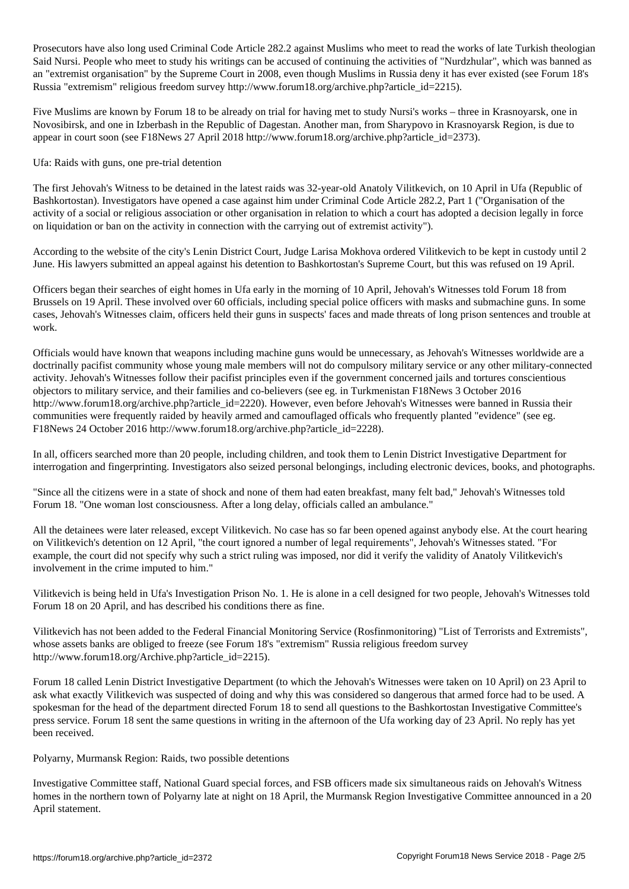Prosecutors have also long used Criminal Code Article 282.2 against Muslims who meet to read the works of late Turkish theologian Said Nursi. People who meet to study his writings can be accused of continuing the activities of "Nurdzhular", which was banned as an "extremist organisation" by the Supreme Court in 2008, even though Muslims in Russia deny it has ever existed (see Forum 18's Russia "extremism" religious freedom survey http://www.forum18.org/archive.php?article_id=2215).

Five Muslims are known by Forum 18 to be already on trial for having met to study Nursi's works – three in Krasnoyarsk, one in Novosibirsk, and one in Izberbash in the Republic of Dagestan. Another man, from Sharypovo in Krasnoyarsk Region, is due to appear in court soon (see F18News 27 April 2018 http://www.forum18.org/archive.php?article_id=2373).

## Ufa: Raids with guns, one pre-trial detention

The first Jehovah's Witness to be detained in the latest raids was 32-year-old Anatoly Vilitkevich, on 10 April in Ufa (Republic of Bashkortostan). Investigators have opened a case against him under Criminal Code Article 282.2, Part 1 ("Organisation of the activity of a social or religious association or other organisation in relation to which a court has adopted a decision legally in force on liquidation or ban on the activity in connection with the carrying out of extremist activity").

According to the website of the city's Lenin District Court, Judge Larisa Mokhova ordered Vilitkevich to be kept in custody until 2 June. His lawyers submitted an appeal against his detention to Bashkortostan's Supreme Court, but this was refused on 19 April.

Officers began their searches of eight homes in Ufa early in the morning of 10 April, Jehovah's Witnesses told Forum 18 from Brussels on 19 April. These involved over 60 officials, including special police officers with masks and submachine guns. In some cases, Jehovah's Witnesses claim, officers held their guns in suspects' faces and made threats of long prison sentences and trouble at work.

Officials would have known that weapons including machine guns would be unnecessary, as Jehovah's Witnesses worldwide are a doctrinally pacifist community whose young male members will not do compulsory military service or any other military-connected activity. Jehovah's Witnesses follow their pacifist principles even if the government concerned jails and tortures conscientious objectors to military service, and their families and co-believers (see eg. in Turkmenistan F18News 3 October 2016 http://www.forum18.org/archive.php?article_id=2220). However, even before Jehovah's Witnesses were banned in Russia their communities were frequently raided by heavily armed and camouflaged officals who frequently planted "evidence" (see eg. F18News 24 October 2016 http://www.forum18.org/archive.php?article_id=2228).

In all, officers searched more than 20 people, including children, and took them to Lenin District Investigative Department for interrogation and fingerprinting. Investigators also seized personal belongings, including electronic devices, books, and photographs.

"Since all the citizens were in a state of shock and none of them had eaten breakfast, many felt bad," Jehovah's Witnesses told Forum 18. "One woman lost consciousness. After a long delay, officials called an ambulance."

All the detainees were later released, except Vilitkevich. No case has so far been opened against anybody else. At the court hearing on Vilitkevich's detention on 12 April, "the court ignored a number of legal requirements", Jehovah's Witnesses stated. "For example, the court did not specify why such a strict ruling was imposed, nor did it verify the validity of Anatoly Vilitkevich's involvement in the crime imputed to him."

Vilitkevich is being held in Ufa's Investigation Prison No. 1. He is alone in a cell designed for two people, Jehovah's Witnesses told Forum 18 on 20 April, and has described his conditions there as fine.

Vilitkevich has not been added to the Federal Financial Monitoring Service (Rosfinmonitoring) "List of Terrorists and Extremists", whose assets banks are obliged to freeze (see Forum 18's "extremism" Russia religious freedom survey http://www.forum18.org/Archive.php?article_id=2215).

Forum 18 called Lenin District Investigative Department (to which the Jehovah's Witnesses were taken on 10 April) on 23 April to ask what exactly Vilitkevich was suspected of doing and why this was considered so dangerous that armed force had to be used. A spokesman for the head of the department directed Forum 18 to send all questions to the Bashkortostan Investigative Committee's press service. Forum 18 sent the same questions in writing in the afternoon of the Ufa working day of 23 April. No reply has yet been received.

## Polyarny, Murmansk Region: Raids, two possible detentions

Investigative Committee staff, National Guard special forces, and FSB officers made six simultaneous raids on Jehovah's Witness homes in the northern town of Polyarny late at night on 18 April, the Murmansk Region Investigative Committee announced in a 20 April statement.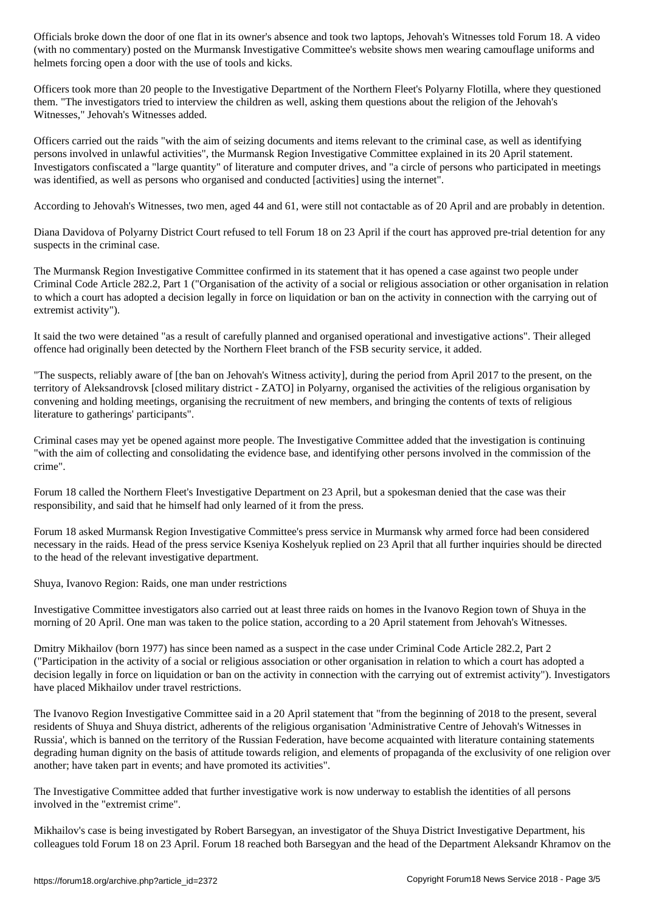Officials broke down the door of one flat in its owner's absence and took two laptops, Jehovah's Witnesses told Forum 18. A video (with no commentary) posted on the Murmansk Investigative Committee's website shows men wearing camouflage uniforms and helmets forcing open a door with the use of tools and kicks.

Officers took more than 20 people to the Investigative Department of the Northern Fleet's Polyarny Flotilla, where they questioned them. "The investigators tried to interview the children as well, asking them questions about the religion of the Jehovah's Witnesses," Jehovah's Witnesses added.

Officers carried out the raids "with the aim of seizing documents and items relevant to the criminal case, as well as identifying persons involved in unlawful activities", the Murmansk Region Investigative Committee explained in its 20 April statement. Investigators confiscated a "large quantity" of literature and computer drives, and "a circle of persons who participated in meetings was identified, as well as persons who organised and conducted [activities] using the internet".

According to Jehovah's Witnesses, two men, aged 44 and 61, were still not contactable as of 20 April and are probably in detention.

Diana Davidova of Polyarny District Court refused to tell Forum 18 on 23 April if the court has approved pre-trial detention for any suspects in the criminal case.

The Murmansk Region Investigative Committee confirmed in its statement that it has opened a case against two people under Criminal Code Article 282.2, Part 1 ("Organisation of the activity of a social or religious association or other organisation in relation to which a court has adopted a decision legally in force on liquidation or ban on the activity in connection with the carrying out of extremist activity").

It said the two were detained "as a result of carefully planned and organised operational and investigative actions". Their alleged offence had originally been detected by the Northern Fleet branch of the FSB security service, it added.

"The suspects, reliably aware of [the ban on Jehovah's Witness activity], during the period from April 2017 to the present, on the territory of Aleksandrovsk [closed military district - ZATO] in Polyarny, organised the activities of the religious organisation by convening and holding meetings, organising the recruitment of new members, and bringing the contents of texts of religious literature to gatherings' participants".

Criminal cases may yet be opened against more people. The Investigative Committee added that the investigation is continuing "with the aim of collecting and consolidating the evidence base, and identifying other persons involved in the commission of the crime".

Forum 18 called the Northern Fleet's Investigative Department on 23 April, but a spokesman denied that the case was their responsibility, and said that he himself had only learned of it from the press.

Forum 18 asked Murmansk Region Investigative Committee's press service in Murmansk why armed force had been considered necessary in the raids. Head of the press service Kseniya Koshelyuk replied on 23 April that all further inquiries should be directed to the head of the relevant investigative department.

## Shuya, Ivanovo Region: Raids, one man under restrictions

Investigative Committee investigators also carried out at least three raids on homes in the Ivanovo Region town of Shuya in the morning of 20 April. One man was taken to the police station, according to a 20 April statement from Jehovah's Witnesses.

Dmitry Mikhailov (born 1977) has since been named as a suspect in the case under Criminal Code Article 282.2, Part 2 ("Participation in the activity of a social or religious association or other organisation in relation to which a court has adopted a decision legally in force on liquidation or ban on the activity in connection with the carrying out of extremist activity"). Investigators have placed Mikhailov under travel restrictions.

The Ivanovo Region Investigative Committee said in a 20 April statement that "from the beginning of 2018 to the present, several residents of Shuya and Shuya district, adherents of the religious organisation 'Administrative Centre of Jehovah's Witnesses in Russia', which is banned on the territory of the Russian Federation, have become acquainted with literature containing statements degrading human dignity on the basis of attitude towards religion, and elements of propaganda of the exclusivity of one religion over another; have taken part in events; and have promoted its activities".

The Investigative Committee added that further investigative work is now underway to establish the identities of all persons involved in the "extremist crime".

Mikhailov's case is being investigated by Robert Barsegyan, an investigator of the Shuya District Investigative Department, his colleagues told Forum 18 on 23 April. Forum 18 reached both Barsegyan and the head of the Department Aleksandr Khramov on the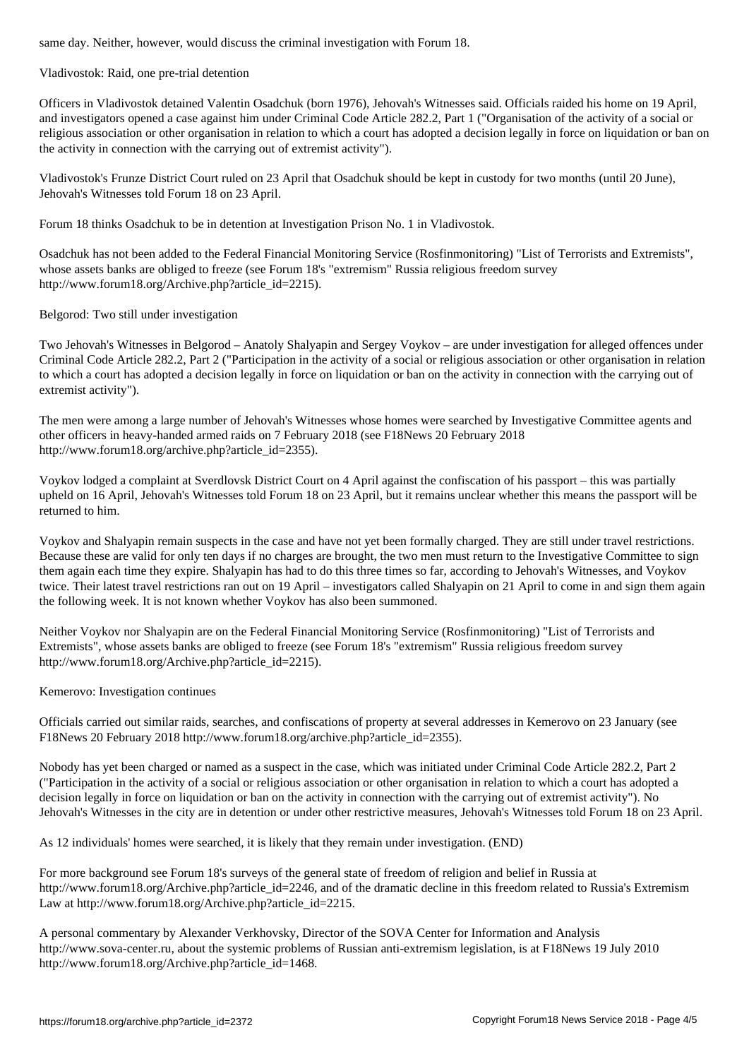same day. Neither, however, would discuss the criminal investigation with Forum 18.

## Vladivostok: Raid, one pre-trial detention

Officers in Vladivostok detained Valentin Osadchuk (born 1976), Jehovah's Witnesses said. Officials raided his home on 19 April, and investigators opened a case against him under Criminal Code Article 282.2, Part 1 ("Organisation of the activity of a social or religious association or other organisation in relation to which a court has adopted a decision legally in force on liquidation or ban on the activity in connection with the carrying out of extremist activity").

Vladivostok's Frunze District Court ruled on 23 April that Osadchuk should be kept in custody for two months (until 20 June), Jehovah's Witnesses told Forum 18 on 23 April.

Forum 18 thinks Osadchuk to be in detention at Investigation Prison No. 1 in Vladivostok.

Osadchuk has not been added to the Federal Financial Monitoring Service (Rosfinmonitoring) "List of Terrorists and Extremists", whose assets banks are obliged to freeze (see Forum 18's "extremism" Russia religious freedom survey http://www.forum18.org/Archive.php?article_id=2215).

## Belgorod: Two still under investigation

Two Jehovah's Witnesses in Belgorod – Anatoly Shalyapin and Sergey Voykov – are under investigation for alleged offences under Criminal Code Article 282.2, Part 2 ("Participation in the activity of a social or religious association or other organisation in relation to which a court has adopted a decision legally in force on liquidation or ban on the activity in connection with the carrying out of extremist activity").

The men were among a large number of Jehovah's Witnesses whose homes were searched by Investigative Committee agents and other officers in heavy-handed armed raids on 7 February 2018 (see F18News 20 February 2018 http://www.forum18.org/archive.php?article_id=2355).

Voykov lodged a complaint at Sverdlovsk District Court on 4 April against the confiscation of his passport – this was partially upheld on 16 April, Jehovah's Witnesses told Forum 18 on 23 April, but it remains unclear whether this means the passport will be returned to him.

Voykov and Shalyapin remain suspects in the case and have not yet been formally charged. They are still under travel restrictions. Because these are valid for only ten days if no charges are brought, the two men must return to the Investigative Committee to sign them again each time they expire. Shalyapin has had to do this three times so far, according to Jehovah's Witnesses, and Voykov twice. Their latest travel restrictions ran out on 19 April – investigators called Shalyapin on 21 April to come in and sign them again the following week. It is not known whether Voykov has also been summoned.

Neither Voykov nor Shalyapin are on the Federal Financial Monitoring Service (Rosfinmonitoring) "List of Terrorists and Extremists", whose assets banks are obliged to freeze (see Forum 18's "extremism" Russia religious freedom survey http://www.forum18.org/Archive.php?article_id=2215).

## Kemerovo: Investigation continues

Officials carried out similar raids, searches, and confiscations of property at several addresses in Kemerovo on 23 January (see F18News 20 February 2018 http://www.forum18.org/archive.php?article_id=2355).

Nobody has yet been charged or named as a suspect in the case, which was initiated under Criminal Code Article 282.2, Part 2 ("Participation in the activity of a social or religious association or other organisation in relation to which a court has adopted a decision legally in force on liquidation or ban on the activity in connection with the carrying out of extremist activity"). No Jehovah's Witnesses in the city are in detention or under other restrictive measures, Jehovah's Witnesses told Forum 18 on 23 April.

As 12 individuals' homes were searched, it is likely that they remain under investigation. (END)

For more background see Forum 18's surveys of the general state of freedom of religion and belief in Russia at http://www.forum18.org/Archive.php?article_id=2246, and of the dramatic decline in this freedom related to Russia's Extremism Law at http://www.forum18.org/Archive.php?article_id=2215.

A personal commentary by Alexander Verkhovsky, Director of the SOVA Center for Information and Analysis http://www.sova-center.ru, about the systemic problems of Russian anti-extremism legislation, is at F18News 19 July 2010 http://www.forum18.org/Archive.php?article_id=1468.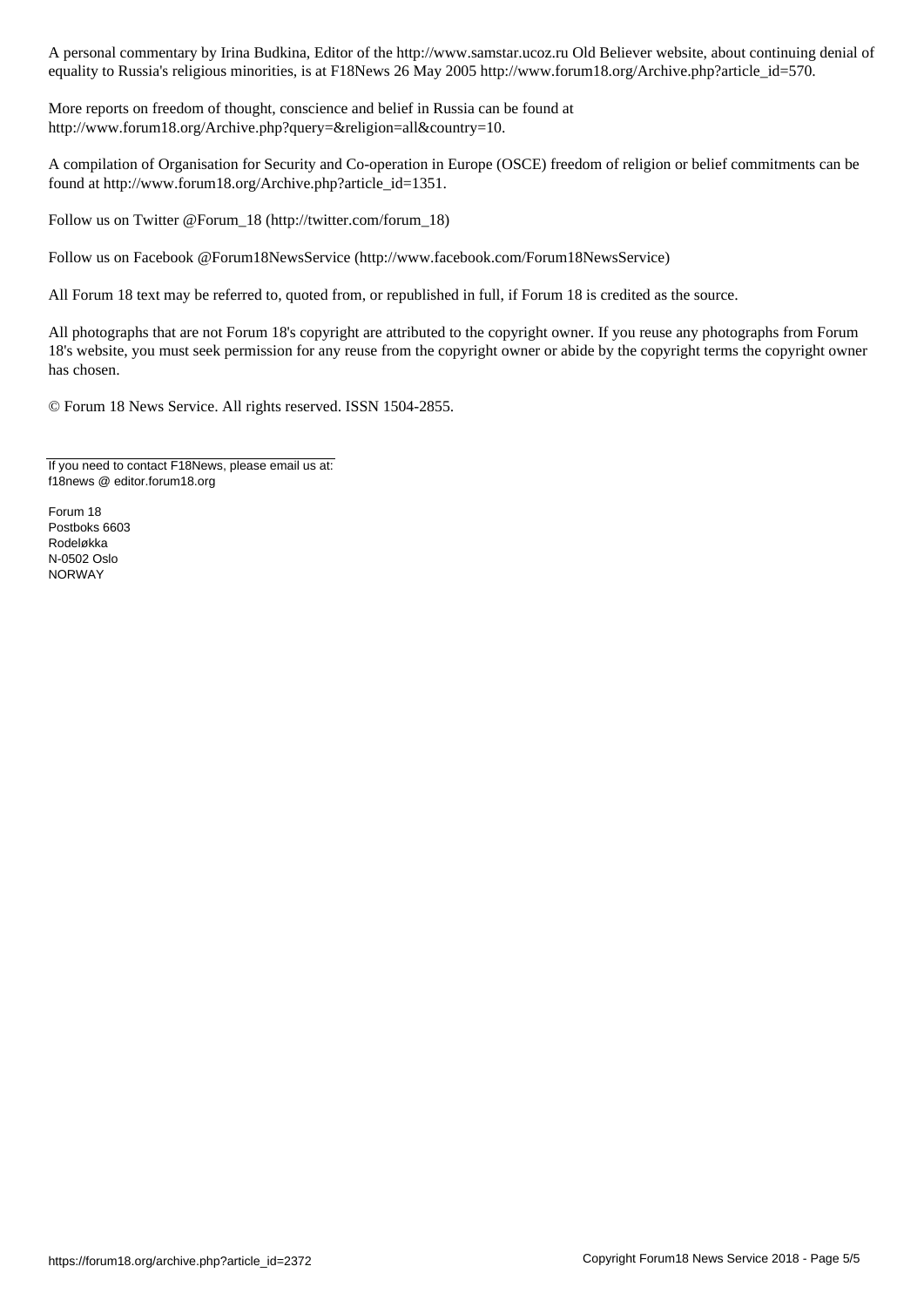A personal commentary by Irina Budkina, Editor of the http://www.samstar.ucoz.ru Old Believer website, about continuing denial of equality to Russia's religious minorities, is at F18News 26 May 2005 http://www.forum18.org/Archive.php?article_id=570.

More reports on freedom of thought, conscience and belief in Russia can be found at http://www.forum18.org/Archive.php?query=&religion=all&country=10.

A compilation of Organisation for Security and Co-operation in Europe (OSCE) freedom of religion or belief commitments can be found at http://www.forum18.org/Archive.php?article_id=1351.

Follow us on Twitter @Forum_18 (http://twitter.com/forum_18)

Follow us on Facebook @Forum18NewsService (http://www.facebook.com/Forum18NewsService)

All Forum 18 text may be referred to, quoted from, or republished in full, if Forum 18 is credited as the source.

All photographs that are not Forum 18's copyright are attributed to the copyright owner. If you reuse any photographs from Forum 18's website, you must seek permission for any reuse from the copyright owner or abide by the copyright terms the copyright owner has chosen.

© Forum 18 News Service. All rights reserved. ISSN 1504-2855.

If you need to contact F18News, please email us at:
f18news @ editor.forum18.org

Forum 18
Postboks 6603
Rodeløkka
N-0502 Oslo
NORWAY